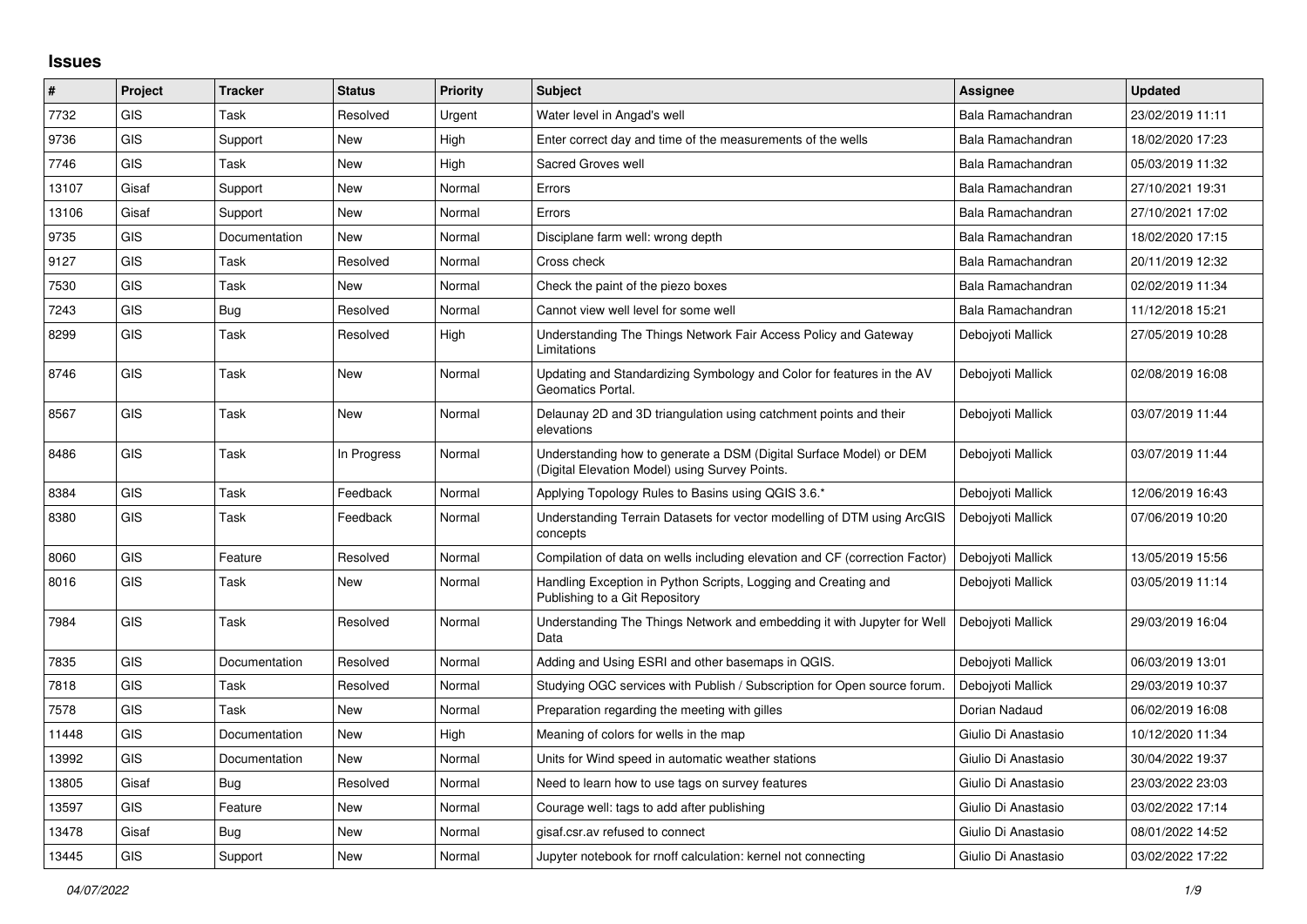## Issues

| # | Project | Tracker | Status | Priority | Subject | Assignee | Updated |
|---|---|---|---|---|---|---|---|
| 7732 | GIS | Task | Resolved | Urgent | Water level in Angad's well | Bala Ramachandran | 23/02/2019 11:11 |
| 9736 | GIS | Support | New | High | Enter correct day and time of the measurements of the wells | Bala Ramachandran | 18/02/2020 17:23 |
| 7746 | GIS | Task | New | High | Sacred Groves well | Bala Ramachandran | 05/03/2019 11:32 |
| 13107 | Gisaf | Support | New | Normal | Errors | Bala Ramachandran | 27/10/2021 19:31 |
| 13106 | Gisaf | Support | New | Normal | Errors | Bala Ramachandran | 27/10/2021 17:02 |
| 9735 | GIS | Documentation | New | Normal | Disciplane farm well: wrong depth | Bala Ramachandran | 18/02/2020 17:15 |
| 9127 | GIS | Task | Resolved | Normal | Cross check | Bala Ramachandran | 20/11/2019 12:32 |
| 7530 | GIS | Task | New | Normal | Check the paint of the piezo boxes | Bala Ramachandran | 02/02/2019 11:34 |
| 7243 | GIS | Bug | Resolved | Normal | Cannot view well level for some well | Bala Ramachandran | 11/12/2018 15:21 |
| 8299 | GIS | Task | Resolved | High | Understanding The Things Network Fair Access Policy and Gateway Limitations | Debojyoti Mallick | 27/05/2019 10:28 |
| 8746 | GIS | Task | New | Normal | Updating and Standardizing Symbology and Color for features in the AV Geomatics Portal. | Debojyoti Mallick | 02/08/2019 16:08 |
| 8567 | GIS | Task | New | Normal | Delaunay 2D and 3D triangulation using catchment points and their elevations | Debojyoti Mallick | 03/07/2019 11:44 |
| 8486 | GIS | Task | In Progress | Normal | Understanding how to generate a DSM (Digital Surface Model) or DEM (Digital Elevation Model) using Survey Points. | Debojyoti Mallick | 03/07/2019 11:44 |
| 8384 | GIS | Task | Feedback | Normal | Applying Topology Rules to Basins using QGIS 3.6.* | Debojyoti Mallick | 12/06/2019 16:43 |
| 8380 | GIS | Task | Feedback | Normal | Understanding Terrain Datasets for vector modelling of DTM using ArcGIS concepts | Debojyoti Mallick | 07/06/2019 10:20 |
| 8060 | GIS | Feature | Resolved | Normal | Compilation of data on wells including elevation and CF (correction Factor) | Debojyoti Mallick | 13/05/2019 15:56 |
| 8016 | GIS | Task | New | Normal | Handling Exception in Python Scripts, Logging and Creating and Publishing to a Git Repository | Debojyoti Mallick | 03/05/2019 11:14 |
| 7984 | GIS | Task | Resolved | Normal | Understanding The Things Network and embedding it with Jupyter for Well Data | Debojyoti Mallick | 29/03/2019 16:04 |
| 7835 | GIS | Documentation | Resolved | Normal | Adding and Using ESRI and other basemaps in QGIS. | Debojyoti Mallick | 06/03/2019 13:01 |
| 7818 | GIS | Task | Resolved | Normal | Studying OGC services with Publish / Subscription for Open source forum. | Debojyoti Mallick | 29/03/2019 10:37 |
| 7578 | GIS | Task | New | Normal | Preparation regarding the meeting with gilles | Dorian Nadaud | 06/02/2019 16:08 |
| 11448 | GIS | Documentation | New | High | Meaning of colors for wells in the map | Giulio Di Anastasio | 10/12/2020 11:34 |
| 13992 | GIS | Documentation | New | Normal | Units for Wind speed in automatic weather stations | Giulio Di Anastasio | 30/04/2022 19:37 |
| 13805 | Gisaf | Bug | Resolved | Normal | Need to learn how to use tags on survey features | Giulio Di Anastasio | 23/03/2022 23:03 |
| 13597 | GIS | Feature | New | Normal | Courage well: tags to add after publishing | Giulio Di Anastasio | 03/02/2022 17:14 |
| 13478 | Gisaf | Bug | New | Normal | gisaf.csr.av refused to connect | Giulio Di Anastasio | 08/01/2022 14:52 |
| 13445 | GIS | Support | New | Normal | Jupyter notebook for rnoff calculation: kernel not connecting | Giulio Di Anastasio | 03/02/2022 17:22 |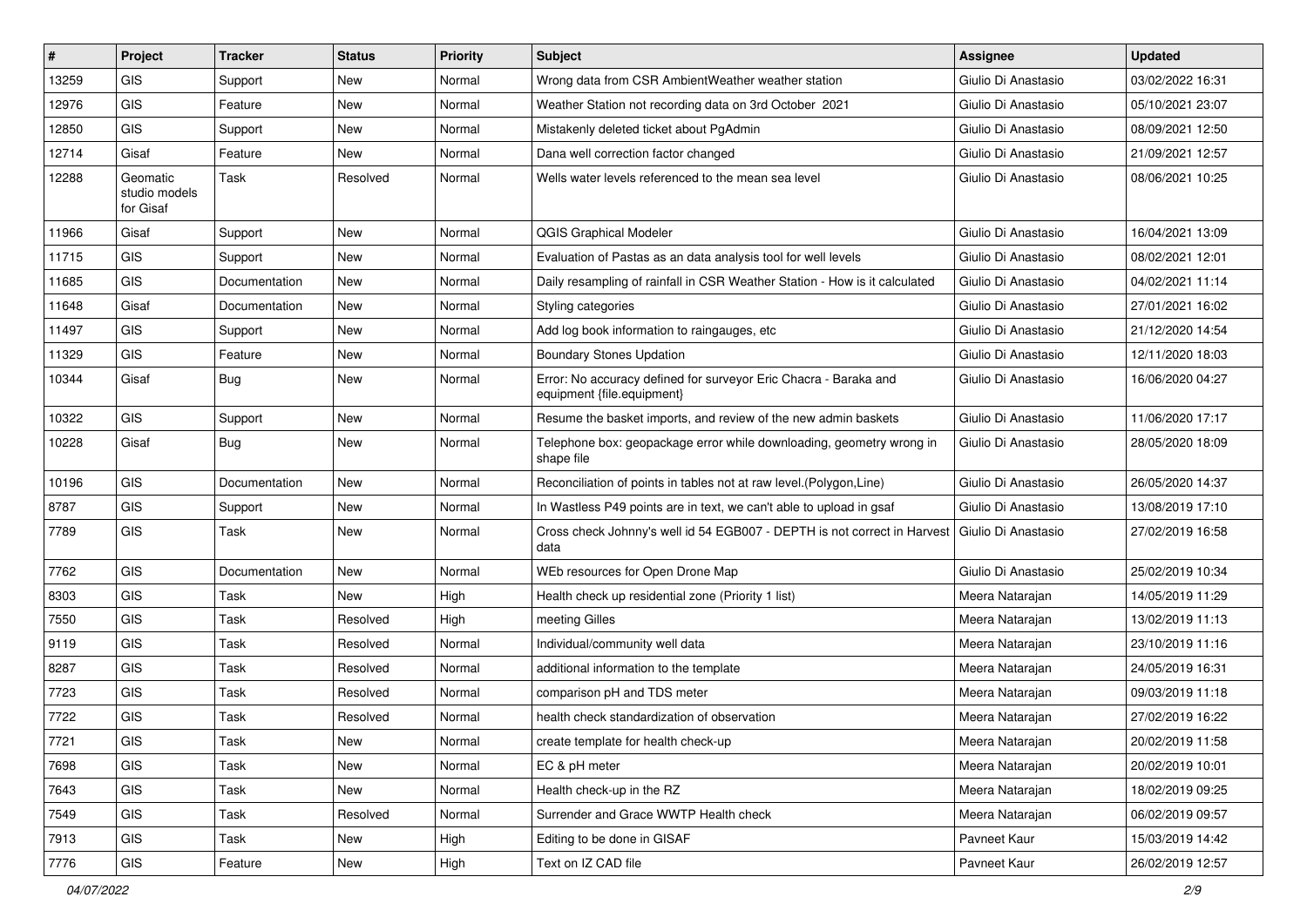| # | Project | Tracker | Status | Priority | Subject | Assignee | Updated |
|---|---|---|---|---|---|---|---|
| 13259 | GIS | Support | New | Normal | Wrong data from CSR AmbientWeather weather station | Giulio Di Anastasio | 03/02/2022 16:31 |
| 12976 | GIS | Feature | New | Normal | Weather Station not recording data on 3rd October 2021 | Giulio Di Anastasio | 05/10/2021 23:07 |
| 12850 | GIS | Support | New | Normal | Mistakenly deleted ticket about PgAdmin | Giulio Di Anastasio | 08/09/2021 12:50 |
| 12714 | Gisaf | Feature | New | Normal | Dana well correction factor changed | Giulio Di Anastasio | 21/09/2021 12:57 |
| 12288 | Geomatic studio models for Gisaf | Task | Resolved | Normal | Wells water levels referenced to the mean sea level | Giulio Di Anastasio | 08/06/2021 10:25 |
| 11966 | Gisaf | Support | New | Normal | QGIS Graphical Modeler | Giulio Di Anastasio | 16/04/2021 13:09 |
| 11715 | GIS | Support | New | Normal | Evaluation of Pastas as an data analysis tool for well levels | Giulio Di Anastasio | 08/02/2021 12:01 |
| 11685 | GIS | Documentation | New | Normal | Daily resampling of rainfall in CSR Weather Station - How is it calculated | Giulio Di Anastasio | 04/02/2021 11:14 |
| 11648 | Gisaf | Documentation | New | Normal | Styling categories | Giulio Di Anastasio | 27/01/2021 16:02 |
| 11497 | GIS | Support | New | Normal | Add log book information to raingauges, etc | Giulio Di Anastasio | 21/12/2020 14:54 |
| 11329 | GIS | Feature | New | Normal | Boundary Stones Updation | Giulio Di Anastasio | 12/11/2020 18:03 |
| 10344 | Gisaf | Bug | New | Normal | Error: No accuracy defined for surveyor Eric Chacra - Baraka and equipment {file.equipment} | Giulio Di Anastasio | 16/06/2020 04:27 |
| 10322 | GIS | Support | New | Normal | Resume the basket imports, and review of the new admin baskets | Giulio Di Anastasio | 11/06/2020 17:17 |
| 10228 | Gisaf | Bug | New | Normal | Telephone box: geopackage error while downloading, geometry wrong in shape file | Giulio Di Anastasio | 28/05/2020 18:09 |
| 10196 | GIS | Documentation | New | Normal | Reconciliation of points in tables not at raw level.(Polygon,Line) | Giulio Di Anastasio | 26/05/2020 14:37 |
| 8787 | GIS | Support | New | Normal | In Wastless P49 points are in text, we can't able to upload in gsaf | Giulio Di Anastasio | 13/08/2019 17:10 |
| 7789 | GIS | Task | New | Normal | Cross check Johnny's well id 54 EGB007 - DEPTH is not correct in Harvest data | Giulio Di Anastasio | 27/02/2019 16:58 |
| 7762 | GIS | Documentation | New | Normal | WEb resources for Open Drone Map | Giulio Di Anastasio | 25/02/2019 10:34 |
| 8303 | GIS | Task | New | High | Health check up residential zone (Priority 1 list) | Meera Natarajan | 14/05/2019 11:29 |
| 7550 | GIS | Task | Resolved | High | meeting Gilles | Meera Natarajan | 13/02/2019 11:13 |
| 9119 | GIS | Task | Resolved | Normal | Individual/community well data | Meera Natarajan | 23/10/2019 11:16 |
| 8287 | GIS | Task | Resolved | Normal | additional information to the template | Meera Natarajan | 24/05/2019 16:31 |
| 7723 | GIS | Task | Resolved | Normal | comparison pH and TDS meter | Meera Natarajan | 09/03/2019 11:18 |
| 7722 | GIS | Task | Resolved | Normal | health check standardization of observation | Meera Natarajan | 27/02/2019 16:22 |
| 7721 | GIS | Task | New | Normal | create template for health check-up | Meera Natarajan | 20/02/2019 11:58 |
| 7698 | GIS | Task | New | Normal | EC & pH meter | Meera Natarajan | 20/02/2019 10:01 |
| 7643 | GIS | Task | New | Normal | Health check-up in the RZ | Meera Natarajan | 18/02/2019 09:25 |
| 7549 | GIS | Task | Resolved | Normal | Surrender and Grace WWTP Health check | Meera Natarajan | 06/02/2019 09:57 |
| 7913 | GIS | Task | New | High | Editing to be done in GISAF | Pavneet Kaur | 15/03/2019 14:42 |
| 7776 | GIS | Feature | New | High | Text on IZ CAD file | Pavneet Kaur | 26/02/2019 12:57 |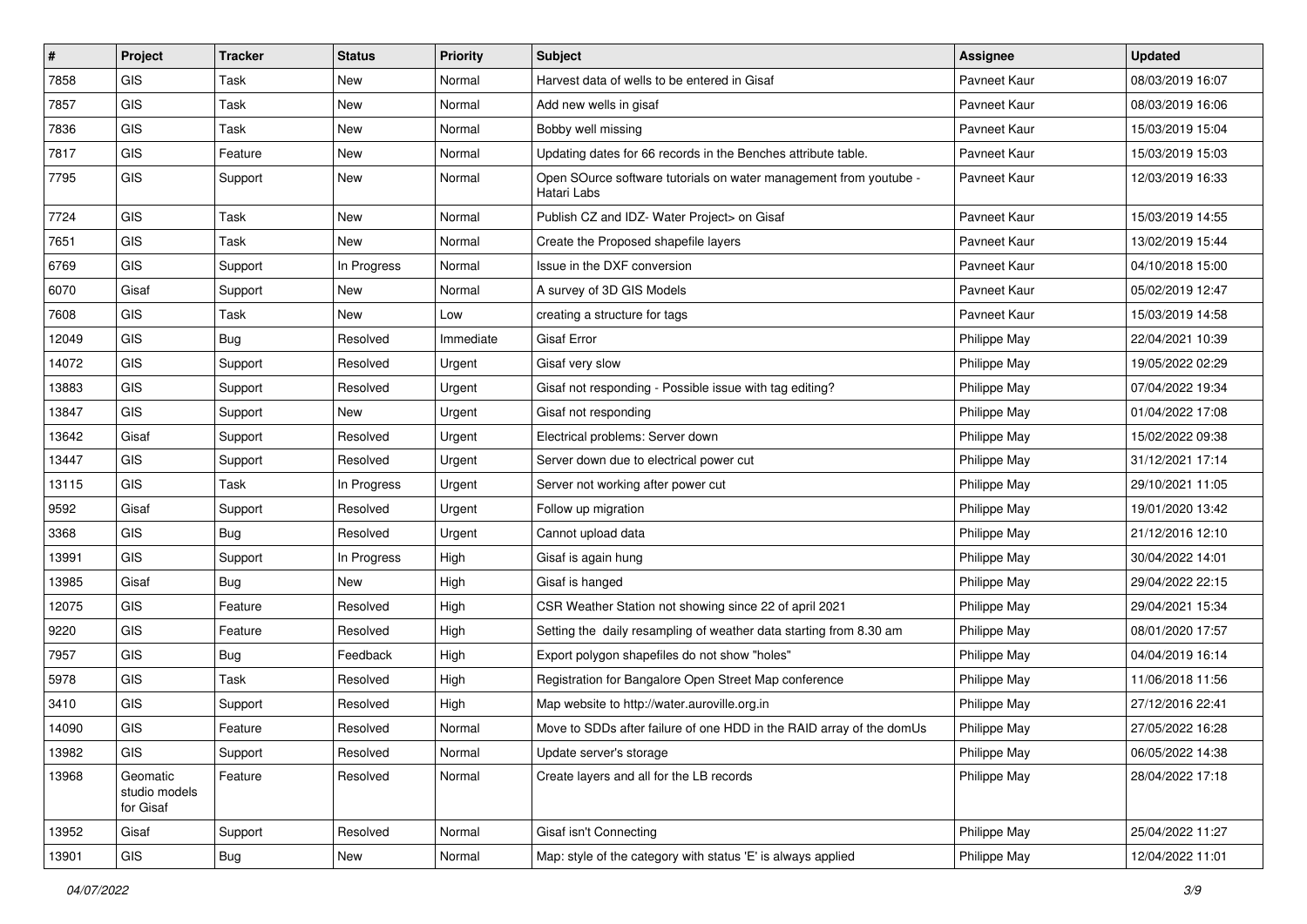| # | Project | Tracker | Status | Priority | Subject | Assignee | Updated |
|---|---|---|---|---|---|---|---|
| 7858 | GIS | Task | New | Normal | Harvest data of wells to be entered in Gisaf | Pavneet Kaur | 08/03/2019 16:07 |
| 7857 | GIS | Task | New | Normal | Add new wells in gisaf | Pavneet Kaur | 08/03/2019 16:06 |
| 7836 | GIS | Task | New | Normal | Bobby well missing | Pavneet Kaur | 15/03/2019 15:04 |
| 7817 | GIS | Feature | New | Normal | Updating dates for 66 records in the Benches attribute table. | Pavneet Kaur | 15/03/2019 15:03 |
| 7795 | GIS | Support | New | Normal | Open SOurce software tutorials on water management from youtube - Hatari Labs | Pavneet Kaur | 12/03/2019 16:33 |
| 7724 | GIS | Task | New | Normal | Publish CZ and IDZ- Water Project> on Gisaf | Pavneet Kaur | 15/03/2019 14:55 |
| 7651 | GIS | Task | New | Normal | Create the Proposed shapefile layers | Pavneet Kaur | 13/02/2019 15:44 |
| 6769 | GIS | Support | In Progress | Normal | Issue in the DXF conversion | Pavneet Kaur | 04/10/2018 15:00 |
| 6070 | Gisaf | Support | New | Normal | A survey of 3D GIS Models | Pavneet Kaur | 05/02/2019 12:47 |
| 7608 | GIS | Task | New | Low | creating a structure for tags | Pavneet Kaur | 15/03/2019 14:58 |
| 12049 | GIS | Bug | Resolved | Immediate | Gisaf Error | Philippe May | 22/04/2021 10:39 |
| 14072 | GIS | Support | Resolved | Urgent | Gisaf very slow | Philippe May | 19/05/2022 02:29 |
| 13883 | GIS | Support | Resolved | Urgent | Gisaf not responding - Possible issue with tag editing? | Philippe May | 07/04/2022 19:34 |
| 13847 | GIS | Support | New | Urgent | Gisaf not responding | Philippe May | 01/04/2022 17:08 |
| 13642 | Gisaf | Support | Resolved | Urgent | Electrical problems: Server down | Philippe May | 15/02/2022 09:38 |
| 13447 | GIS | Support | Resolved | Urgent | Server down due to electrical power cut | Philippe May | 31/12/2021 17:14 |
| 13115 | GIS | Task | In Progress | Urgent | Server not working after power cut | Philippe May | 29/10/2021 11:05 |
| 9592 | Gisaf | Support | Resolved | Urgent | Follow up migration | Philippe May | 19/01/2020 13:42 |
| 3368 | GIS | Bug | Resolved | Urgent | Cannot upload data | Philippe May | 21/12/2016 12:10 |
| 13991 | GIS | Support | In Progress | High | Gisaf is again hung | Philippe May | 30/04/2022 14:01 |
| 13985 | Gisaf | Bug | New | High | Gisaf is hanged | Philippe May | 29/04/2022 22:15 |
| 12075 | GIS | Feature | Resolved | High | CSR Weather Station not showing since 22 of april 2021 | Philippe May | 29/04/2021 15:34 |
| 9220 | GIS | Feature | Resolved | High | Setting the daily resampling of weather data starting from 8.30 am | Philippe May | 08/01/2020 17:57 |
| 7957 | GIS | Bug | Feedback | High | Export polygon shapefiles do not show "holes" | Philippe May | 04/04/2019 16:14 |
| 5978 | GIS | Task | Resolved | High | Registration for Bangalore Open Street Map conference | Philippe May | 11/06/2018 11:56 |
| 3410 | GIS | Support | Resolved | High | Map website to http://water.auroville.org.in | Philippe May | 27/12/2016 22:41 |
| 14090 | GIS | Feature | Resolved | Normal | Move to SDDs after failure of one HDD in the RAID array of the domUs | Philippe May | 27/05/2022 16:28 |
| 13982 | GIS | Support | Resolved | Normal | Update server's storage | Philippe May | 06/05/2022 14:38 |
| 13968 | Geomatic studio models for Gisaf | Feature | Resolved | Normal | Create layers and all for the LB records | Philippe May | 28/04/2022 17:18 |
| 13952 | Gisaf | Support | Resolved | Normal | Gisaf isn't Connecting | Philippe May | 25/04/2022 11:27 |
| 13901 | GIS | Bug | New | Normal | Map: style of the category with status 'E' is always applied | Philippe May | 12/04/2022 11:01 |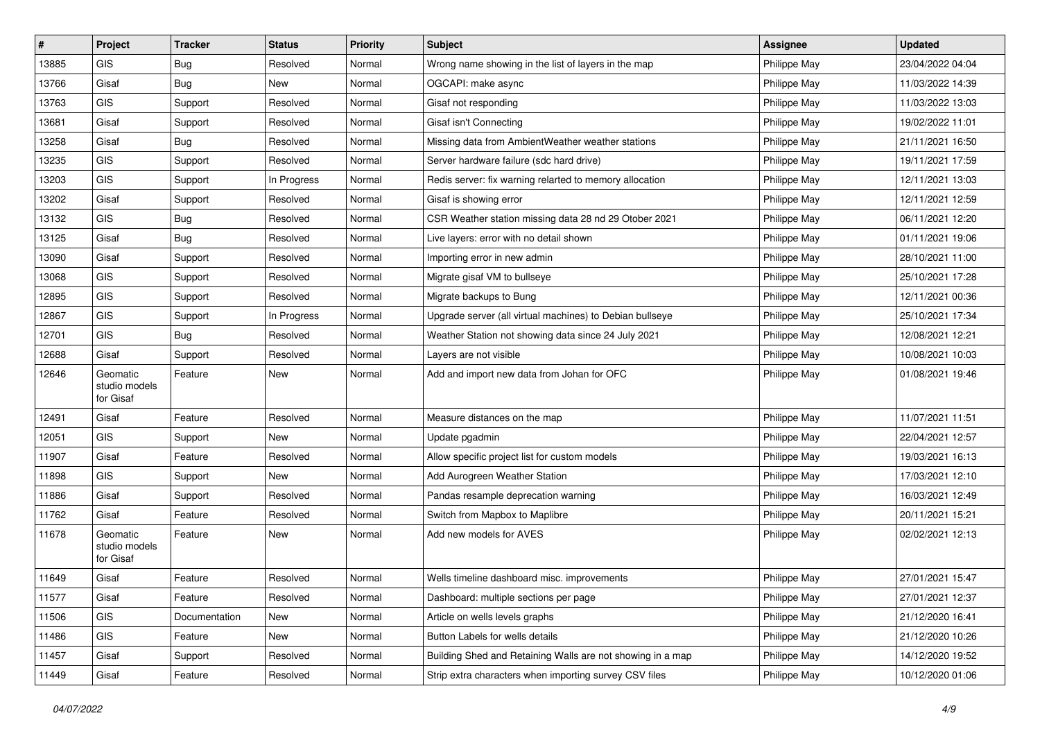| # | Project | Tracker | Status | Priority | Subject | Assignee | Updated |
|---|---|---|---|---|---|---|---|
| 13885 | GIS | Bug | Resolved | Normal | Wrong name showing in the list of layers in the map | Philippe May | 23/04/2022 04:04 |
| 13766 | Gisaf | Bug | New | Normal | OGCAPI: make async | Philippe May | 11/03/2022 14:39 |
| 13763 | GIS | Support | Resolved | Normal | Gisaf not responding | Philippe May | 11/03/2022 13:03 |
| 13681 | Gisaf | Support | Resolved | Normal | Gisaf isn't Connecting | Philippe May | 19/02/2022 11:01 |
| 13258 | Gisaf | Bug | Resolved | Normal | Missing data from AmbientWeather weather stations | Philippe May | 21/11/2021 16:50 |
| 13235 | GIS | Support | Resolved | Normal | Server hardware failure (sdc hard drive) | Philippe May | 19/11/2021 17:59 |
| 13203 | GIS | Support | In Progress | Normal | Redis server: fix warning relarted to memory allocation | Philippe May | 12/11/2021 13:03 |
| 13202 | Gisaf | Support | Resolved | Normal | Gisaf is showing error | Philippe May | 12/11/2021 12:59 |
| 13132 | GIS | Bug | Resolved | Normal | CSR Weather station missing data 28 nd 29 Otober 2021 | Philippe May | 06/11/2021 12:20 |
| 13125 | Gisaf | Bug | Resolved | Normal | Live layers: error with no detail shown | Philippe May | 01/11/2021 19:06 |
| 13090 | Gisaf | Support | Resolved | Normal | Importing error in new admin | Philippe May | 28/10/2021 11:00 |
| 13068 | GIS | Support | Resolved | Normal | Migrate gisaf VM to bullseye | Philippe May | 25/10/2021 17:28 |
| 12895 | GIS | Support | Resolved | Normal | Migrate backups to Bung | Philippe May | 12/11/2021 00:36 |
| 12867 | GIS | Support | In Progress | Normal | Upgrade server (all virtual machines) to Debian bullseye | Philippe May | 25/10/2021 17:34 |
| 12701 | GIS | Bug | Resolved | Normal | Weather Station not showing data since 24 July 2021 | Philippe May | 12/08/2021 12:21 |
| 12688 | Gisaf | Support | Resolved | Normal | Layers are not visible | Philippe May | 10/08/2021 10:03 |
| 12646 | Geomatic studio models for Gisaf | Feature | New | Normal | Add and import new data from Johan for OFC | Philippe May | 01/08/2021 19:46 |
| 12491 | Gisaf | Feature | Resolved | Normal | Measure distances on the map | Philippe May | 11/07/2021 11:51 |
| 12051 | GIS | Support | New | Normal | Update pgadmin | Philippe May | 22/04/2021 12:57 |
| 11907 | Gisaf | Feature | Resolved | Normal | Allow specific project list for custom models | Philippe May | 19/03/2021 16:13 |
| 11898 | GIS | Support | New | Normal | Add Aurogreen Weather Station | Philippe May | 17/03/2021 12:10 |
| 11886 | Gisaf | Support | Resolved | Normal | Pandas resample deprecation warning | Philippe May | 16/03/2021 12:49 |
| 11762 | Gisaf | Feature | Resolved | Normal | Switch from Mapbox to Maplibre | Philippe May | 20/11/2021 15:21 |
| 11678 | Geomatic studio models for Gisaf | Feature | New | Normal | Add new models for AVES | Philippe May | 02/02/2021 12:13 |
| 11649 | Gisaf | Feature | Resolved | Normal | Wells timeline dashboard misc. improvements | Philippe May | 27/01/2021 15:47 |
| 11577 | Gisaf | Feature | Resolved | Normal | Dashboard: multiple sections per page | Philippe May | 27/01/2021 12:37 |
| 11506 | GIS | Documentation | New | Normal | Article on wells levels graphs | Philippe May | 21/12/2020 16:41 |
| 11486 | GIS | Feature | New | Normal | Button Labels for wells details | Philippe May | 21/12/2020 10:26 |
| 11457 | Gisaf | Support | Resolved | Normal | Building Shed and Retaining Walls are not showing in a map | Philippe May | 14/12/2020 19:52 |
| 11449 | Gisaf | Feature | Resolved | Normal | Strip extra characters when importing survey CSV files | Philippe May | 10/12/2020 01:06 |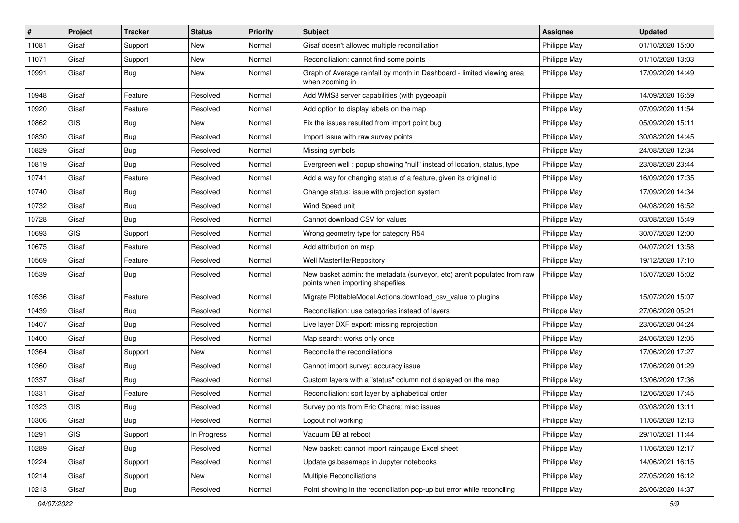| # | Project | Tracker | Status | Priority | Subject | Assignee | Updated |
|---|---|---|---|---|---|---|---|
| 11081 | Gisaf | Support | New | Normal | Gisaf doesn't allowed multiple reconciliation | Philippe May | 01/10/2020 15:00 |
| 11071 | Gisaf | Support | New | Normal | Reconciliation: cannot find some points | Philippe May | 01/10/2020 13:03 |
| 10991 | Gisaf | Bug | New | Normal | Graph of Average rainfall by month in Dashboard - limited viewing area when zooming in | Philippe May | 17/09/2020 14:49 |
| 10948 | Gisaf | Feature | Resolved | Normal | Add WMS3 server capabilities (with pygeoapi) | Philippe May | 14/09/2020 16:59 |
| 10920 | Gisaf | Feature | Resolved | Normal | Add option to display labels on the map | Philippe May | 07/09/2020 11:54 |
| 10862 | GIS | Bug | New | Normal | Fix the issues resulted from import point bug | Philippe May | 05/09/2020 15:11 |
| 10830 | Gisaf | Bug | Resolved | Normal | Import issue with raw survey points | Philippe May | 30/08/2020 14:45 |
| 10829 | Gisaf | Bug | Resolved | Normal | Missing symbols | Philippe May | 24/08/2020 12:34 |
| 10819 | Gisaf | Bug | Resolved | Normal | Evergreen well : popup showing "null" instead of location, status, type | Philippe May | 23/08/2020 23:44 |
| 10741 | Gisaf | Feature | Resolved | Normal | Add a way for changing status of a feature, given its original id | Philippe May | 16/09/2020 17:35 |
| 10740 | Gisaf | Bug | Resolved | Normal | Change status: issue with projection system | Philippe May | 17/09/2020 14:34 |
| 10732 | Gisaf | Bug | Resolved | Normal | Wind Speed unit | Philippe May | 04/08/2020 16:52 |
| 10728 | Gisaf | Bug | Resolved | Normal | Cannot download CSV for values | Philippe May | 03/08/2020 15:49 |
| 10693 | GIS | Support | Resolved | Normal | Wrong geometry type for category R54 | Philippe May | 30/07/2020 12:00 |
| 10675 | Gisaf | Feature | Resolved | Normal | Add attribution on map | Philippe May | 04/07/2021 13:58 |
| 10569 | Gisaf | Feature | Resolved | Normal | Well Masterfile/Repository | Philippe May | 19/12/2020 17:10 |
| 10539 | Gisaf | Bug | Resolved | Normal | New basket admin: the metadata (surveyor, etc) aren't populated from raw points when importing shapefiles | Philippe May | 15/07/2020 15:02 |
| 10536 | Gisaf | Feature | Resolved | Normal | Migrate PlottableModel.Actions.download_csv_value to plugins | Philippe May | 15/07/2020 15:07 |
| 10439 | Gisaf | Bug | Resolved | Normal | Reconciliation: use categories instead of layers | Philippe May | 27/06/2020 05:21 |
| 10407 | Gisaf | Bug | Resolved | Normal | Live layer DXF export: missing reprojection | Philippe May | 23/06/2020 04:24 |
| 10400 | Gisaf | Bug | Resolved | Normal | Map search: works only once | Philippe May | 24/06/2020 12:05 |
| 10364 | Gisaf | Support | New | Normal | Reconcile the reconciliations | Philippe May | 17/06/2020 17:27 |
| 10360 | Gisaf | Bug | Resolved | Normal | Cannot import survey: accuracy issue | Philippe May | 17/06/2020 01:29 |
| 10337 | Gisaf | Bug | Resolved | Normal | Custom layers with a "status" column not displayed on the map | Philippe May | 13/06/2020 17:36 |
| 10331 | Gisaf | Feature | Resolved | Normal | Reconciliation: sort layer by alphabetical order | Philippe May | 12/06/2020 17:45 |
| 10323 | GIS | Bug | Resolved | Normal | Survey points from Eric Chacra: misc issues | Philippe May | 03/08/2020 13:11 |
| 10306 | Gisaf | Bug | Resolved | Normal | Logout not working | Philippe May | 11/06/2020 12:13 |
| 10291 | GIS | Support | In Progress | Normal | Vacuum DB at reboot | Philippe May | 29/10/2021 11:44 |
| 10289 | Gisaf | Bug | Resolved | Normal | New basket: cannot import raingauge Excel sheet | Philippe May | 11/06/2020 12:17 |
| 10224 | Gisaf | Support | Resolved | Normal | Update gs.basemaps in Jupyter notebooks | Philippe May | 14/06/2021 16:15 |
| 10214 | Gisaf | Support | New | Normal | Multiple Reconciliations | Philippe May | 27/05/2020 16:12 |
| 10213 | Gisaf | Bug | Resolved | Normal | Point showing in the reconciliation pop-up but error while reconciling | Philippe May | 26/06/2020 14:37 |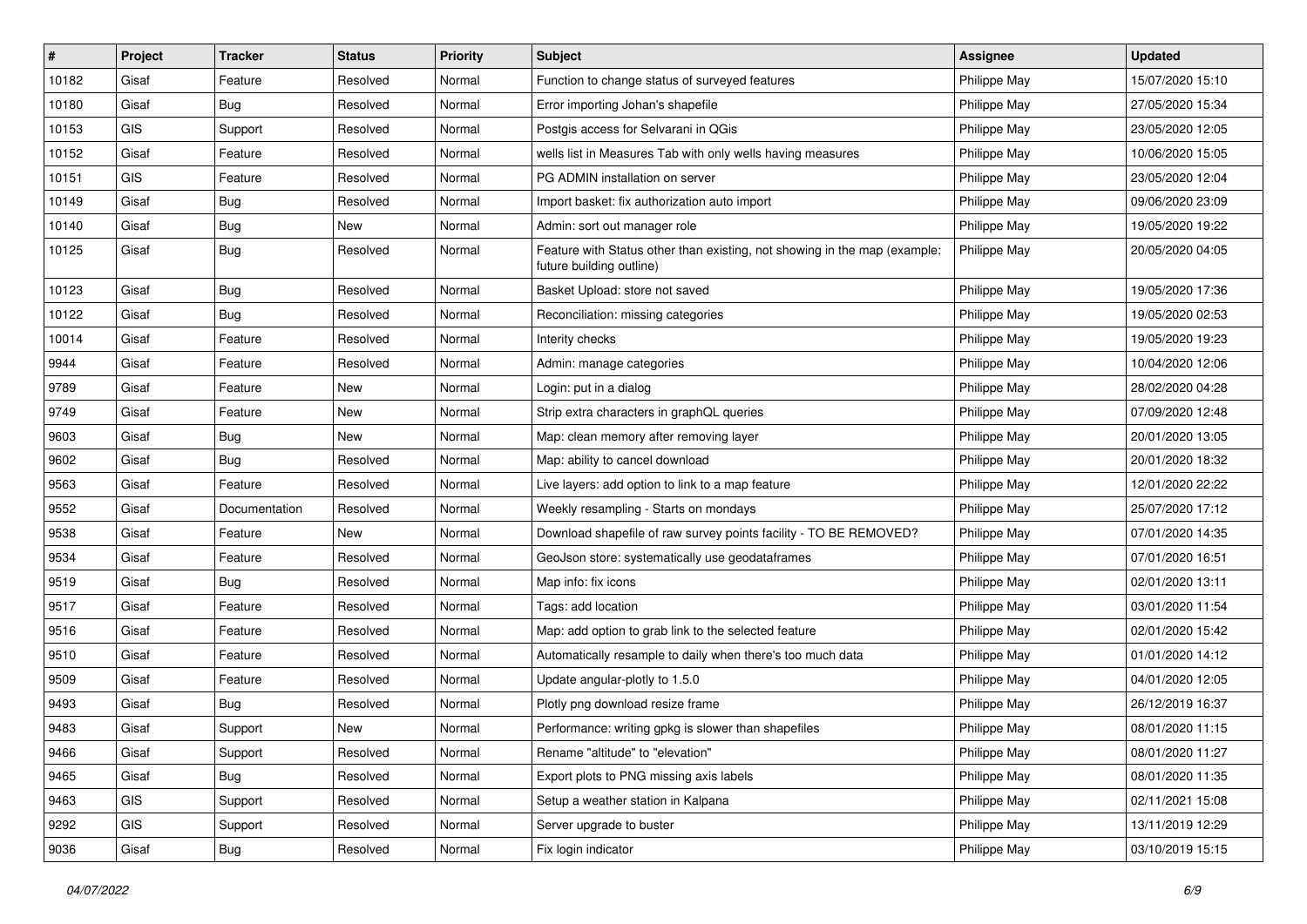| # | Project | Tracker | Status | Priority | Subject | Assignee | Updated |
|---|---|---|---|---|---|---|---|
| 10182 | Gisaf | Feature | Resolved | Normal | Function to change status of surveyed features | Philippe May | 15/07/2020 15:10 |
| 10180 | Gisaf | Bug | Resolved | Normal | Error importing Johan's shapefile | Philippe May | 27/05/2020 15:34 |
| 10153 | GIS | Support | Resolved | Normal | Postgis access for Selvarani in QGis | Philippe May | 23/05/2020 12:05 |
| 10152 | Gisaf | Feature | Resolved | Normal | wells list in Measures Tab with only wells having measures | Philippe May | 10/06/2020 15:05 |
| 10151 | GIS | Feature | Resolved | Normal | PG ADMIN installation on server | Philippe May | 23/05/2020 12:04 |
| 10149 | Gisaf | Bug | Resolved | Normal | Import basket: fix authorization auto import | Philippe May | 09/06/2020 23:09 |
| 10140 | Gisaf | Bug | New | Normal | Admin: sort out manager role | Philippe May | 19/05/2020 19:22 |
| 10125 | Gisaf | Bug | Resolved | Normal | Feature with Status other than existing, not showing in the map (example: future building outline) | Philippe May | 20/05/2020 04:05 |
| 10123 | Gisaf | Bug | Resolved | Normal | Basket Upload: store not saved | Philippe May | 19/05/2020 17:36 |
| 10122 | Gisaf | Bug | Resolved | Normal | Reconciliation: missing categories | Philippe May | 19/05/2020 02:53 |
| 10014 | Gisaf | Feature | Resolved | Normal | Interity checks | Philippe May | 19/05/2020 19:23 |
| 9944 | Gisaf | Feature | Resolved | Normal | Admin: manage categories | Philippe May | 10/04/2020 12:06 |
| 9789 | Gisaf | Feature | New | Normal | Login: put in a dialog | Philippe May | 28/02/2020 04:28 |
| 9749 | Gisaf | Feature | New | Normal | Strip extra characters in graphQL queries | Philippe May | 07/09/2020 12:48 |
| 9603 | Gisaf | Bug | New | Normal | Map: clean memory after removing layer | Philippe May | 20/01/2020 13:05 |
| 9602 | Gisaf | Bug | Resolved | Normal | Map: ability to cancel download | Philippe May | 20/01/2020 18:32 |
| 9563 | Gisaf | Feature | Resolved | Normal | Live layers: add option to link to a map feature | Philippe May | 12/01/2020 22:22 |
| 9552 | Gisaf | Documentation | Resolved | Normal | Weekly resampling - Starts on mondays | Philippe May | 25/07/2020 17:12 |
| 9538 | Gisaf | Feature | New | Normal | Download shapefile of raw survey points facility - TO BE REMOVED? | Philippe May | 07/01/2020 14:35 |
| 9534 | Gisaf | Feature | Resolved | Normal | GeoJson store: systematically use geodataframes | Philippe May | 07/01/2020 16:51 |
| 9519 | Gisaf | Bug | Resolved | Normal | Map info: fix icons | Philippe May | 02/01/2020 13:11 |
| 9517 | Gisaf | Feature | Resolved | Normal | Tags: add location | Philippe May | 03/01/2020 11:54 |
| 9516 | Gisaf | Feature | Resolved | Normal | Map: add option to grab link to the selected feature | Philippe May | 02/01/2020 15:42 |
| 9510 | Gisaf | Feature | Resolved | Normal | Automatically resample to daily when there's too much data | Philippe May | 01/01/2020 14:12 |
| 9509 | Gisaf | Feature | Resolved | Normal | Update angular-plotly to 1.5.0 | Philippe May | 04/01/2020 12:05 |
| 9493 | Gisaf | Bug | Resolved | Normal | Plotly png download resize frame | Philippe May | 26/12/2019 16:37 |
| 9483 | Gisaf | Support | New | Normal | Performance: writing gpkg is slower than shapefiles | Philippe May | 08/01/2020 11:15 |
| 9466 | Gisaf | Support | Resolved | Normal | Rename "altitude" to "elevation" | Philippe May | 08/01/2020 11:27 |
| 9465 | Gisaf | Bug | Resolved | Normal | Export plots to PNG missing axis labels | Philippe May | 08/01/2020 11:35 |
| 9463 | GIS | Support | Resolved | Normal | Setup a weather station in Kalpana | Philippe May | 02/11/2021 15:08 |
| 9292 | GIS | Support | Resolved | Normal | Server upgrade to buster | Philippe May | 13/11/2019 12:29 |
| 9036 | Gisaf | Bug | Resolved | Normal | Fix login indicator | Philippe May | 03/10/2019 15:15 |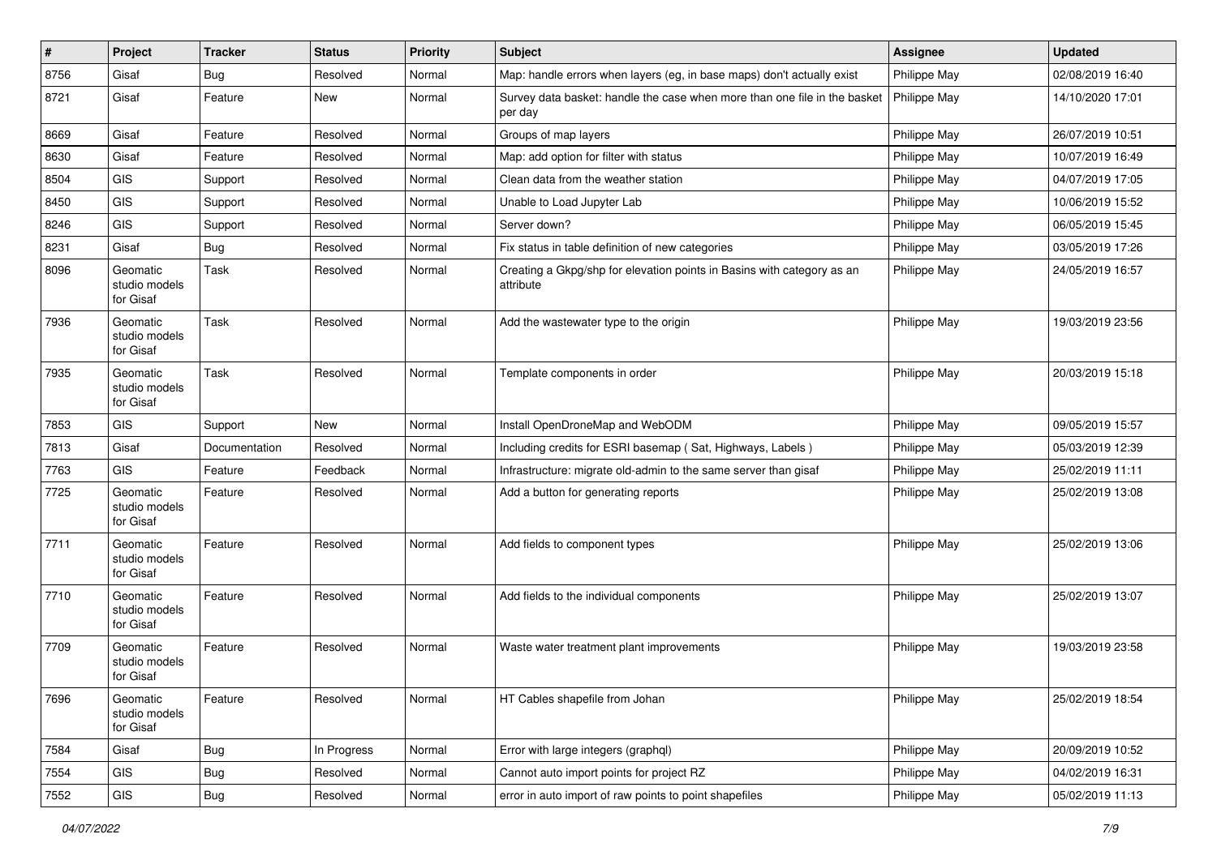| # | Project | Tracker | Status | Priority | Subject | Assignee | Updated |
|---|---|---|---|---|---|---|---|
| 8756 | Gisaf | Bug | Resolved | Normal | Map: handle errors when layers (eg, in base maps) don't actually exist | Philippe May | 02/08/2019 16:40 |
| 8721 | Gisaf | Feature | New | Normal | Survey data basket: handle the case when more than one file in the basket per day | Philippe May | 14/10/2020 17:01 |
| 8669 | Gisaf | Feature | Resolved | Normal | Groups of map layers | Philippe May | 26/07/2019 10:51 |
| 8630 | Gisaf | Feature | Resolved | Normal | Map: add option for filter with status | Philippe May | 10/07/2019 16:49 |
| 8504 | GIS | Support | Resolved | Normal | Clean data from the weather station | Philippe May | 04/07/2019 17:05 |
| 8450 | GIS | Support | Resolved | Normal | Unable to Load Jupyter Lab | Philippe May | 10/06/2019 15:52 |
| 8246 | GIS | Support | Resolved | Normal | Server down? | Philippe May | 06/05/2019 15:45 |
| 8231 | Gisaf | Bug | Resolved | Normal | Fix status in table definition of new categories | Philippe May | 03/05/2019 17:26 |
| 8096 | Geomatic studio models for Gisaf | Task | Resolved | Normal | Creating a Gkpg/shp for elevation points in Basins with category as an attribute | Philippe May | 24/05/2019 16:57 |
| 7936 | Geomatic studio models for Gisaf | Task | Resolved | Normal | Add the wastewater type to the origin | Philippe May | 19/03/2019 23:56 |
| 7935 | Geomatic studio models for Gisaf | Task | Resolved | Normal | Template components in order | Philippe May | 20/03/2019 15:18 |
| 7853 | GIS | Support | New | Normal | Install OpenDroneMap and WebODM | Philippe May | 09/05/2019 15:57 |
| 7813 | Gisaf | Documentation | Resolved | Normal | Including credits for ESRI basemap ( Sat, Highways, Labels ) | Philippe May | 05/03/2019 12:39 |
| 7763 | GIS | Feature | Feedback | Normal | Infrastructure: migrate old-admin to the same server than gisaf | Philippe May | 25/02/2019 11:11 |
| 7725 | Geomatic studio models for Gisaf | Feature | Resolved | Normal | Add a button for generating reports | Philippe May | 25/02/2019 13:08 |
| 7711 | Geomatic studio models for Gisaf | Feature | Resolved | Normal | Add fields to component types | Philippe May | 25/02/2019 13:06 |
| 7710 | Geomatic studio models for Gisaf | Feature | Resolved | Normal | Add fields to the individual components | Philippe May | 25/02/2019 13:07 |
| 7709 | Geomatic studio models for Gisaf | Feature | Resolved | Normal | Waste water treatment plant improvements | Philippe May | 19/03/2019 23:58 |
| 7696 | Geomatic studio models for Gisaf | Feature | Resolved | Normal | HT Cables shapefile from Johan | Philippe May | 25/02/2019 18:54 |
| 7584 | Gisaf | Bug | In Progress | Normal | Error with large integers (graphql) | Philippe May | 20/09/2019 10:52 |
| 7554 | GIS | Bug | Resolved | Normal | Cannot auto import points for project RZ | Philippe May | 04/02/2019 16:31 |
| 7552 | GIS | Bug | Resolved | Normal | error in auto import of raw points to point shapefiles | Philippe May | 05/02/2019 11:13 |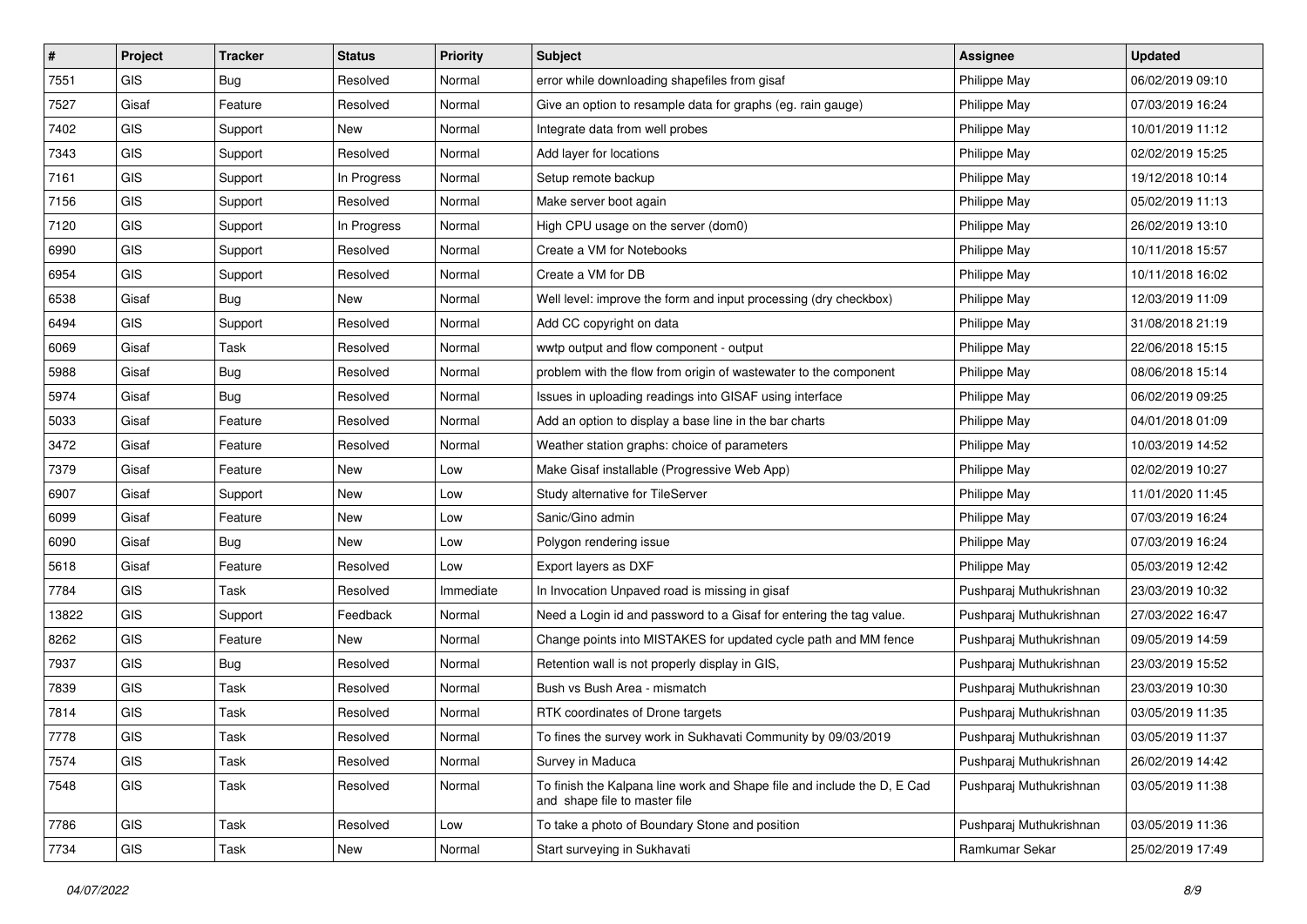| # | Project | Tracker | Status | Priority | Subject | Assignee | Updated |
|---|---|---|---|---|---|---|---|
| 7551 | GIS | Bug | Resolved | Normal | error while downloading shapefiles from gisaf | Philippe May | 06/02/2019 09:10 |
| 7527 | Gisaf | Feature | Resolved | Normal | Give an option to resample data for graphs (eg. rain gauge) | Philippe May | 07/03/2019 16:24 |
| 7402 | GIS | Support | New | Normal | Integrate data from well probes | Philippe May | 10/01/2019 11:12 |
| 7343 | GIS | Support | Resolved | Normal | Add layer for locations | Philippe May | 02/02/2019 15:25 |
| 7161 | GIS | Support | In Progress | Normal | Setup remote backup | Philippe May | 19/12/2018 10:14 |
| 7156 | GIS | Support | Resolved | Normal | Make server boot again | Philippe May | 05/02/2019 11:13 |
| 7120 | GIS | Support | In Progress | Normal | High CPU usage on the server (dom0) | Philippe May | 26/02/2019 13:10 |
| 6990 | GIS | Support | Resolved | Normal | Create a VM for Notebooks | Philippe May | 10/11/2018 15:57 |
| 6954 | GIS | Support | Resolved | Normal | Create a VM for DB | Philippe May | 10/11/2018 16:02 |
| 6538 | Gisaf | Bug | New | Normal | Well level: improve the form and input processing (dry checkbox) | Philippe May | 12/03/2019 11:09 |
| 6494 | GIS | Support | Resolved | Normal | Add CC copyright on data | Philippe May | 31/08/2018 21:19 |
| 6069 | Gisaf | Task | Resolved | Normal | wwtp output and flow component - output | Philippe May | 22/06/2018 15:15 |
| 5988 | Gisaf | Bug | Resolved | Normal | problem with the flow from origin of wastewater to the component | Philippe May | 08/06/2018 15:14 |
| 5974 | Gisaf | Bug | Resolved | Normal | Issues in uploading readings into GISAF using interface | Philippe May | 06/02/2019 09:25 |
| 5033 | Gisaf | Feature | Resolved | Normal | Add an option to display a base line in the bar charts | Philippe May | 04/01/2018 01:09 |
| 3472 | Gisaf | Feature | Resolved | Normal | Weather station graphs: choice of parameters | Philippe May | 10/03/2019 14:52 |
| 7379 | Gisaf | Feature | New | Low | Make Gisaf installable (Progressive Web App) | Philippe May | 02/02/2019 10:27 |
| 6907 | Gisaf | Support | New | Low | Study alternative for TileServer | Philippe May | 11/01/2020 11:45 |
| 6099 | Gisaf | Feature | New | Low | Sanic/Gino admin | Philippe May | 07/03/2019 16:24 |
| 6090 | Gisaf | Bug | New | Low | Polygon rendering issue | Philippe May | 07/03/2019 16:24 |
| 5618 | Gisaf | Feature | Resolved | Low | Export layers as DXF | Philippe May | 05/03/2019 12:42 |
| 7784 | GIS | Task | Resolved | Immediate | In Invocation Unpaved road is missing in gisaf | Pushparaj Muthukrishnan | 23/03/2019 10:32 |
| 13822 | GIS | Support | Feedback | Normal | Need a Login id and password to a Gisaf for entering the tag value. | Pushparaj Muthukrishnan | 27/03/2022 16:47 |
| 8262 | GIS | Feature | New | Normal | Change points into MISTAKES for updated cycle path and MM fence | Pushparaj Muthukrishnan | 09/05/2019 14:59 |
| 7937 | GIS | Bug | Resolved | Normal | Retention wall is not properly display in GIS, | Pushparaj Muthukrishnan | 23/03/2019 15:52 |
| 7839 | GIS | Task | Resolved | Normal | Bush vs Bush Area - mismatch | Pushparaj Muthukrishnan | 23/03/2019 10:30 |
| 7814 | GIS | Task | Resolved | Normal | RTK coordinates of Drone targets | Pushparaj Muthukrishnan | 03/05/2019 11:35 |
| 7778 | GIS | Task | Resolved | Normal | To fines the survey work in Sukhavati Community by 09/03/2019 | Pushparaj Muthukrishnan | 03/05/2019 11:37 |
| 7574 | GIS | Task | Resolved | Normal | Survey in Maduca | Pushparaj Muthukrishnan | 26/02/2019 14:42 |
| 7548 | GIS | Task | Resolved | Normal | To finish the Kalpana line work and Shape file and include the D, E Cad and shape file to master file | Pushparaj Muthukrishnan | 03/05/2019 11:38 |
| 7786 | GIS | Task | Resolved | Low | To take a photo of Boundary Stone and position | Pushparaj Muthukrishnan | 03/05/2019 11:36 |
| 7734 | GIS | Task | New | Normal | Start surveying in Sukhavati | Ramkumar Sekar | 25/02/2019 17:49 |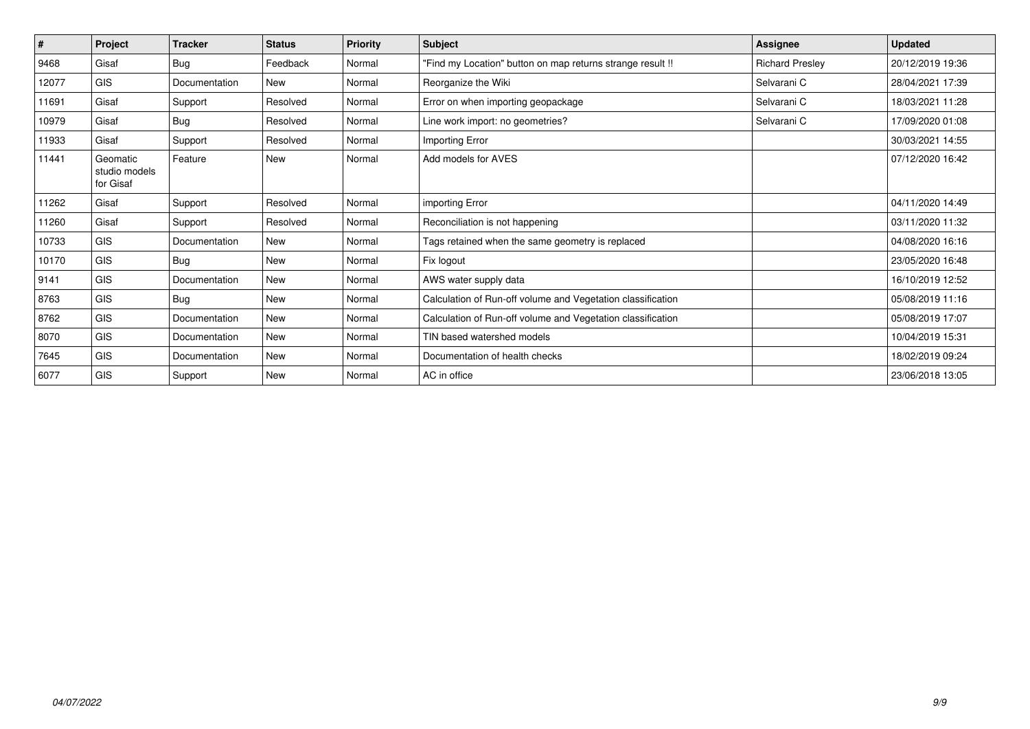| # | Project | Tracker | Status | Priority | Subject | Assignee | Updated |
|---|---|---|---|---|---|---|---|
| 9468 | Gisaf | Bug | Feedback | Normal | "Find my Location" button on map returns strange result !! | Richard Presley | 20/12/2019 19:36 |
| 12077 | GIS | Documentation | New | Normal | Reorganize the Wiki | Selvarani C | 28/04/2021 17:39 |
| 11691 | Gisaf | Support | Resolved | Normal | Error on when importing geopackage | Selvarani C | 18/03/2021 11:28 |
| 10979 | Gisaf | Bug | Resolved | Normal | Line work import: no geometries? | Selvarani C | 17/09/2020 01:08 |
| 11933 | Gisaf | Support | Resolved | Normal | Importing Error | | 30/03/2021 14:55 |
| 11441 | Geomatic studio models for Gisaf | Feature | New | Normal | Add models for AVES | | 07/12/2020 16:42 |
| 11262 | Gisaf | Support | Resolved | Normal | importing Error | | 04/11/2020 14:49 |
| 11260 | Gisaf | Support | Resolved | Normal | Reconciliation is not happening | | 03/11/2020 11:32 |
| 10733 | GIS | Documentation | New | Normal | Tags retained when the same geometry is replaced | | 04/08/2020 16:16 |
| 10170 | GIS | Bug | New | Normal | Fix logout | | 23/05/2020 16:48 |
| 9141 | GIS | Documentation | New | Normal | AWS water supply data | | 16/10/2019 12:52 |
| 8763 | GIS | Bug | New | Normal | Calculation of Run-off volume and Vegetation classification | | 05/08/2019 11:16 |
| 8762 | GIS | Documentation | New | Normal | Calculation of Run-off volume and Vegetation classification | | 05/08/2019 17:07 |
| 8070 | GIS | Documentation | New | Normal | TIN based watershed models | | 10/04/2019 15:31 |
| 7645 | GIS | Documentation | New | Normal | Documentation of health checks | | 18/02/2019 09:24 |
| 6077 | GIS | Support | New | Normal | AC in office | | 23/06/2018 13:05 |